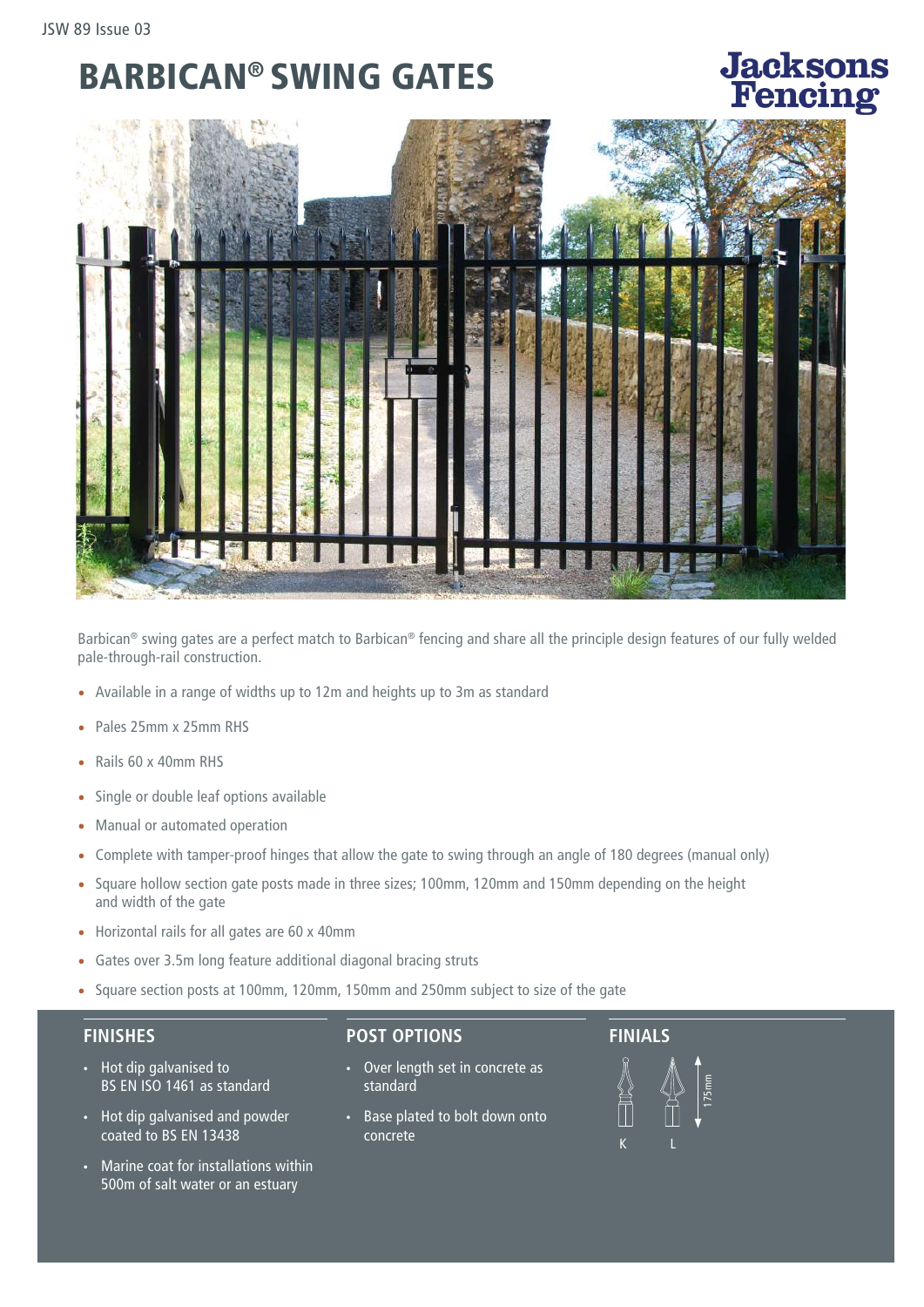JSW 89 Issue 03

# BARBICAN® SWING GATES

Jacksons Fencing

Barbican® swing gates are a perfect match to Barbican® fencing and share all the principle design features of our fully welded pale-through-rail construction.

- Available in a range of widths up to 12m and heights up to 3m as standard
- Pales 25mm x 25mm RHS
- Rails 60 x 40mm RHS
- Single or double leaf options available
- Manual or automated operation
- Complete with tamper-proof hinges that allow the gate to swing through an angle of 180 degrees (manual only)
- Square hollow section gate posts made in three sizes; 100mm, 120mm and 150mm depending on the height and width of the gate
- Horizontal rails for all gates are 60 x 40mm
- Gates over 3.5m long feature additional diagonal bracing struts
- Square section posts at 100mm, 120mm, 150mm and 250mm subject to size of the gate

## FINISHES

- Hot dip galvanised to BS EN ISO 1461 as standard
- Hot dip galvanised and powder coated to BS EN 13438
- Marine coat for installations within 500m of salt water or an estuary

## POST OPTIONS

- Over length set in concrete as standard
- Base plated to bolt down onto concrete

## FINIALS

175mm

K L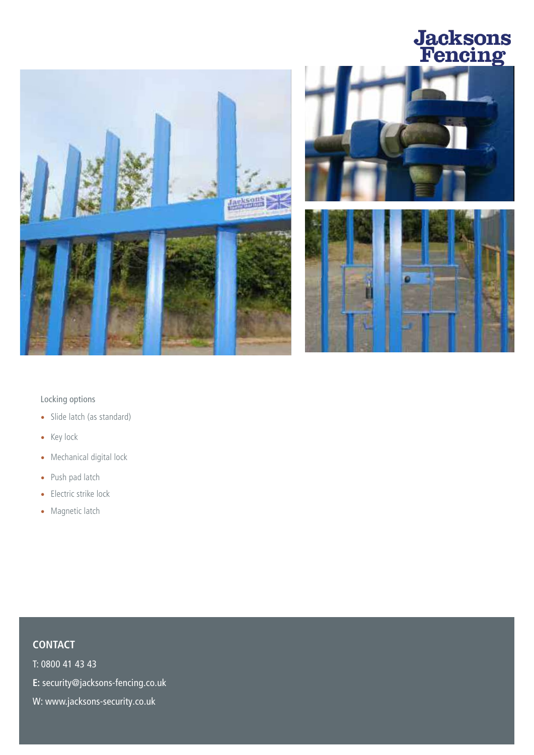Locking options

- Slide latch (as standard)
- Key lock
- Mechanical digital lock
- Push pad latch
- Electric strike lock
- Magnetic latch

**CONTACT**

T: 0800 41 43 43

**E:** security@jacksons-fencing.co.uk

W: www.jacksons-security.co.uk